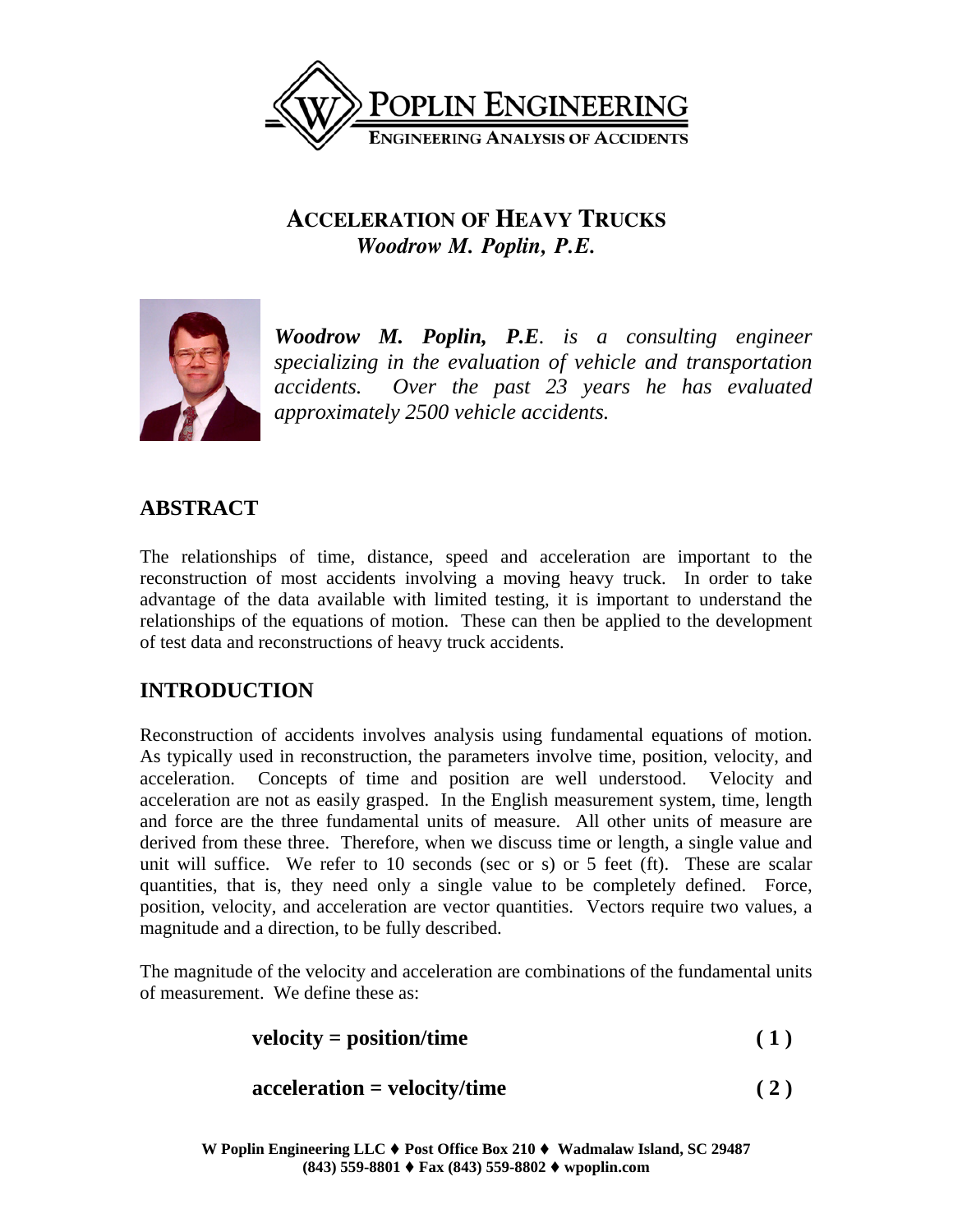# ACCELERATION OF HEAVY TRUCKS

***Woodrow M. Poplin, P.E.***

***Woodrow M. Poplin, P.E.*** *is a consulting engineer specializing in the evaluation of vehicle and transportation accidents. Over the past 23 years he has evaluated approximately 2500 vehicle accidents.*

## ABSTRACT

The relationships of time, distance, speed and acceleration are important to the reconstruction of most accidents involving a moving heavy truck. In order to take advantage of the data available with limited testing, it is important to understand the relationships of the equations of motion. These can then be applied to the development of test data and reconstructions of heavy truck accidents.

## INTRODUCTION

Reconstruction of accidents involves analysis using fundamental equations of motion. As typically used in reconstruction, the parameters involve time, position, velocity, and acceleration. Concepts of time and position are well understood. Velocity and acceleration are not as easily grasped. In the English measurement system, time, length and force are the three fundamental units of measure. All other units of measure are derived from these three. Therefore, when we discuss time or length, a single value and unit will suffice. We refer to 10 seconds (sec or s) or 5 feet (ft). These are scalar quantities, that is, they need only a single value to be completely defined. Force, position, velocity, and acceleration are vector quantities. Vectors require two values, a magnitude and a direction, to be fully described.

The magnitude of the velocity and acceleration are combinations of the fundamental units of measurement. We define these as:

$$\textbf{velocity = position/time} \qquad (1)$$

$$\textbf{acceleration = velocity/time} \qquad (2)$$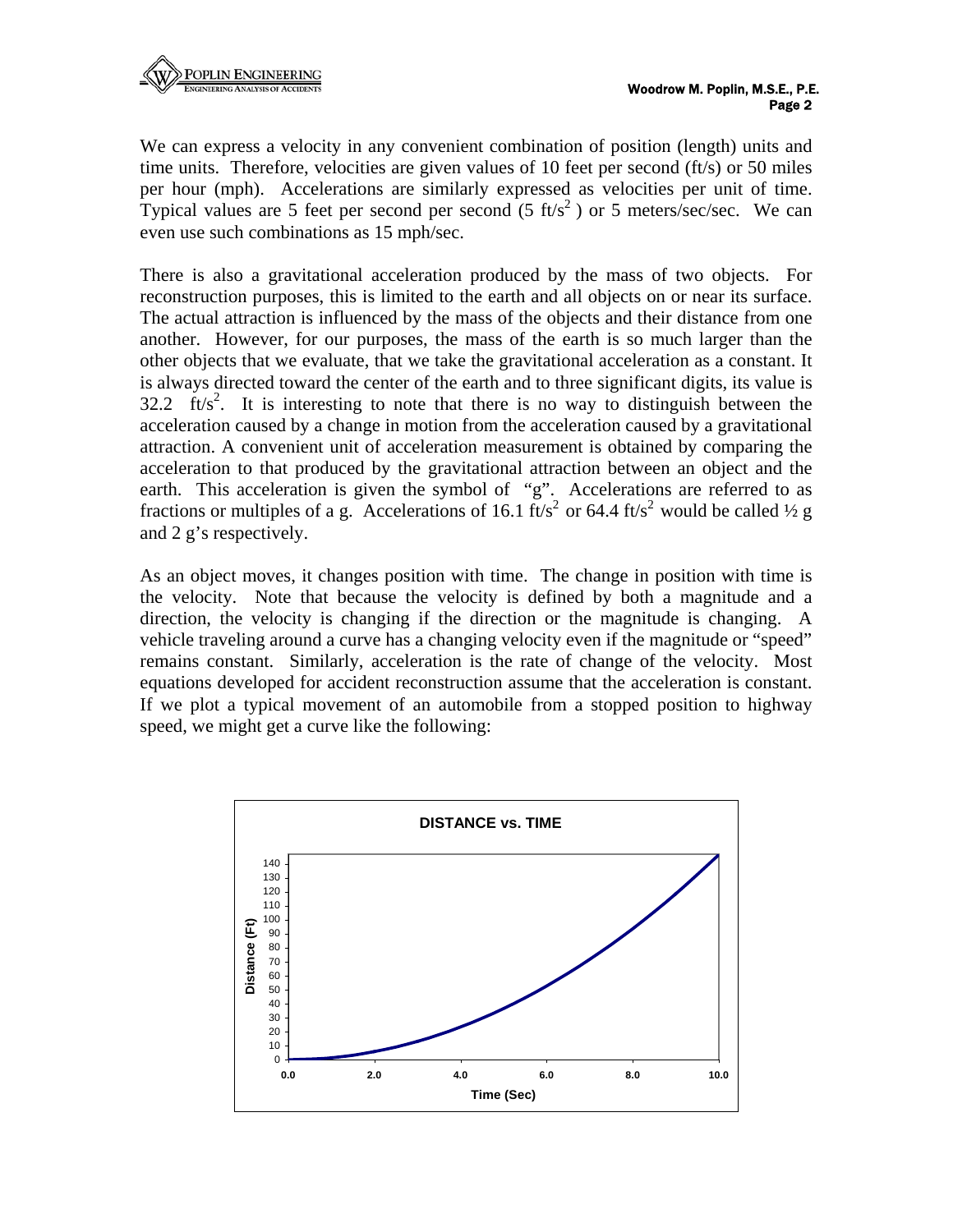We can express a velocity in any convenient combination of position (length) units and time units. Therefore, velocities are given values of 10 feet per second (ft/s) or 50 miles per hour (mph). Accelerations are similarly expressed as velocities per unit of time. Typical values are 5 feet per second per second (5 $ft/s^2$) or 5 meters/sec/sec. We can even use such combinations as 15 mph/sec.

There is also a gravitational acceleration produced by the mass of two objects. For reconstruction purposes, this is limited to the earth and all objects on or near its surface. The actual attraction is influenced by the mass of the objects and their distance from one another. However, for our purposes, the mass of the earth is so much larger than the other objects that we evaluate, that we take the gravitational acceleration as a constant. It is always directed toward the center of the earth and to three significant digits, its value is 32.2 $ft/s^2$. It is interesting to note that there is no way to distinguish between the acceleration caused by a change in motion from the acceleration caused by a gravitational attraction. A convenient unit of acceleration measurement is obtained by comparing the acceleration to that produced by the gravitational attraction between an object and the earth. This acceleration is given the symbol of "g". Accelerations are referred to as fractions or multiples of a g. Accelerations of 16.1 $ft/s^2$ or 64.4 $ft/s^2$ would be called ½ g and 2 g's respectively.

As an object moves, it changes position with time. The change in position with time is the velocity. Note that because the velocity is defined by both a magnitude and a direction, the velocity is changing if the direction or the magnitude is changing. A vehicle traveling around a curve has a changing velocity even if the magnitude or "speed" remains constant. Similarly, acceleration is the rate of change of the velocity. Most equations developed for accident reconstruction assume that the acceleration is constant. If we plot a typical movement of an automobile from a stopped position to highway speed, we might get a curve like the following:

**DISTANCE vs. TIME**

(Chart: Distance (Ft) from 0 to 140 on the vertical axis vs. Time (Sec) from 0.0 to 10.0 on the horizontal axis)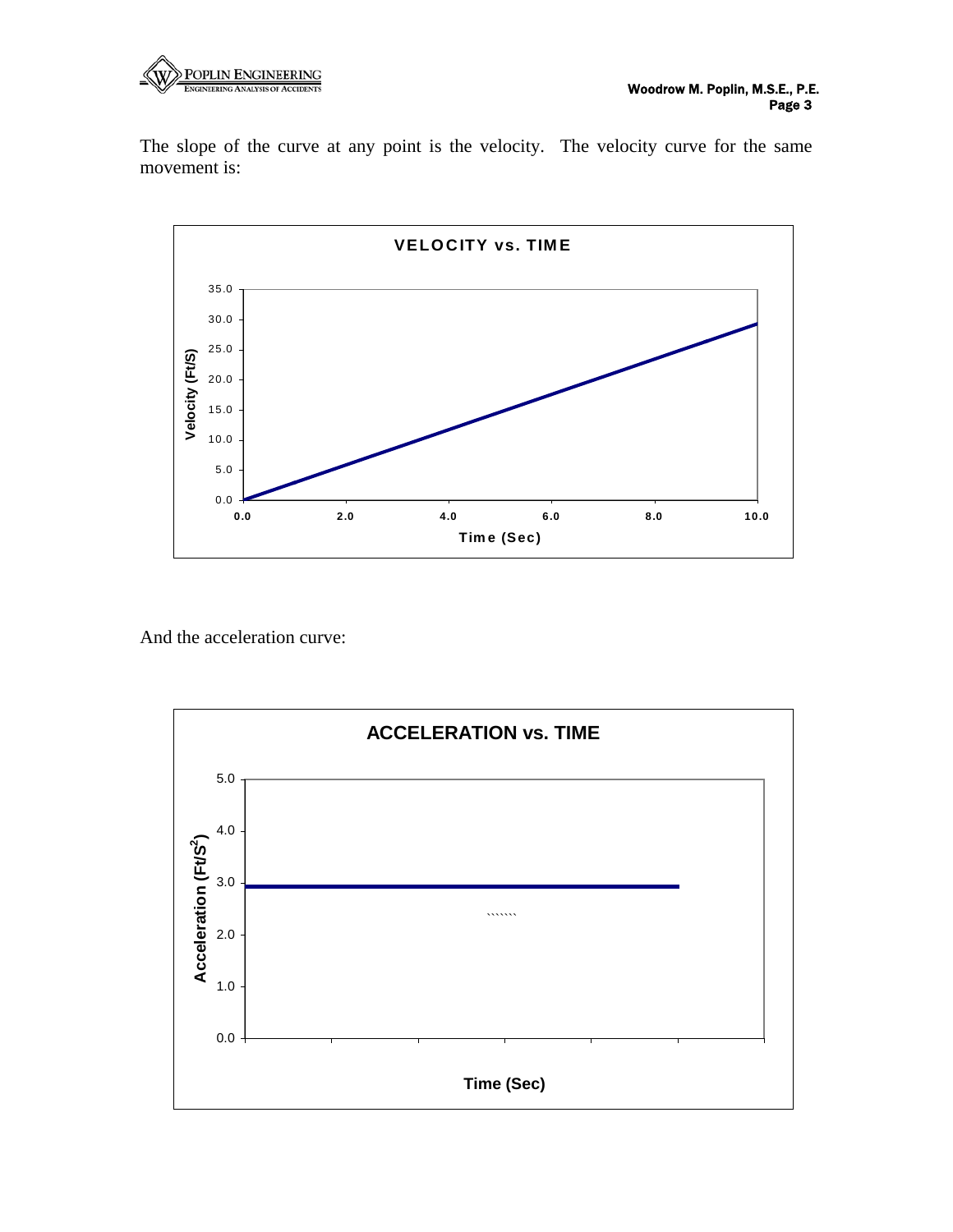The slope of the curve at any point is the velocity. The velocity curve for the same movement is:

**VELOCITY vs. TIME**

Velocity (Ft/S)

Time (Sec)

And the acceleration curve:

**ACCELERATION vs. TIME**

Acceleration (Ft/S$^2$)

Time (Sec)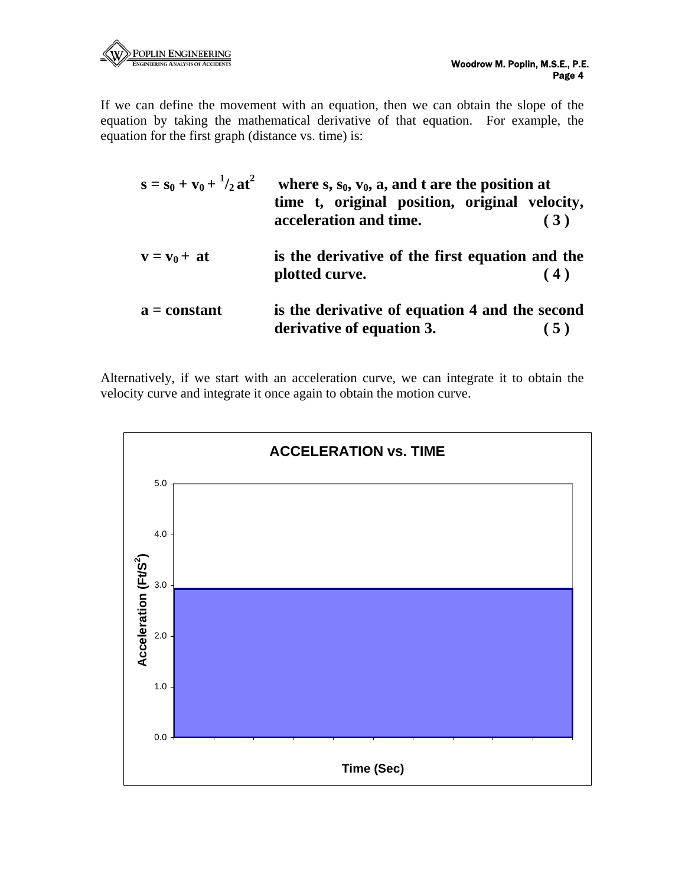If we can define the movement with an equation, then we can obtain the slope of the equation by taking the mathematical derivative of that equation. For example, the equation for the first graph (distance vs. time) is:

| | | |
|---|---|---|
| $s = s_0 + v_0 + {}^1/_2\, at^2$ | **where s, $s_0$, $v_0$, a, and t are the position at time t, original position, original velocity, acceleration and time.** | **( 3 )** |
| $v = v_0 + at$ | **is the derivative of the first equation and the plotted curve.** | **( 4 )** |
| $a = \text{constant}$ | **is the derivative of equation 4 and the second derivative of equation 3.** | **( 5 )** |

Alternatively, if we start with an acceleration curve, we can integrate it to obtain the velocity curve and integrate it once again to obtain the motion curve.

**ACCELERATION vs. TIME**

Acceleration ($Ft/S^2$) vs. Time (Sec)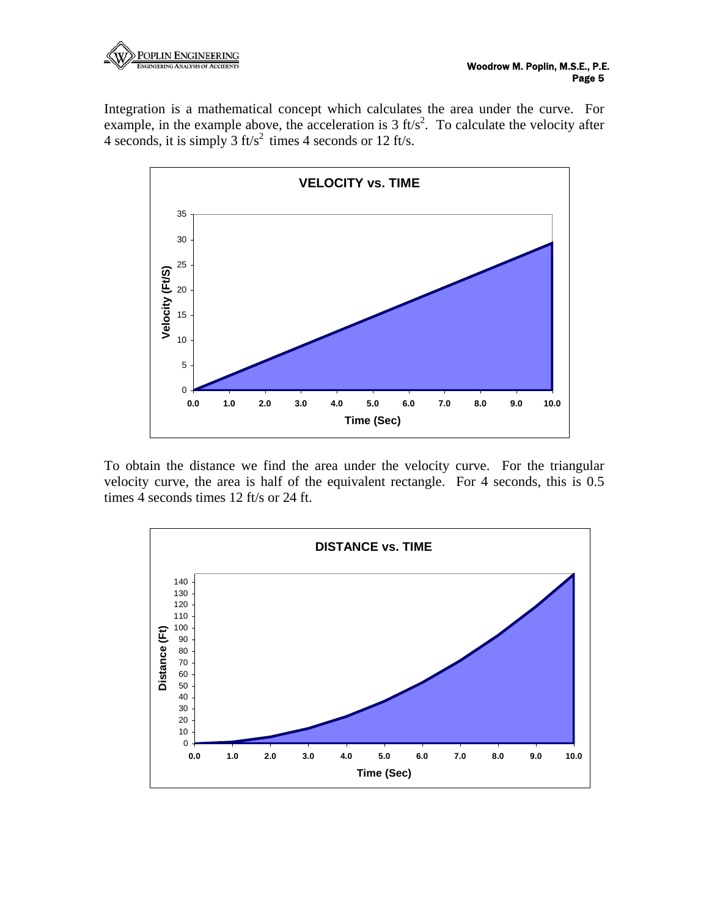Integration is a mathematical concept which calculates the area under the curve. For example, in the example above, the acceleration is 3 ft/s$^2$. To calculate the velocity after 4 seconds, it is simply 3 ft/s$^2$ times 4 seconds or 12 ft/s.

To obtain the distance we find the area under the velocity curve. For the triangular velocity curve, the area is half of the equivalent rectangle. For 4 seconds, this is 0.5 times 4 seconds times 12 ft/s or 24 ft.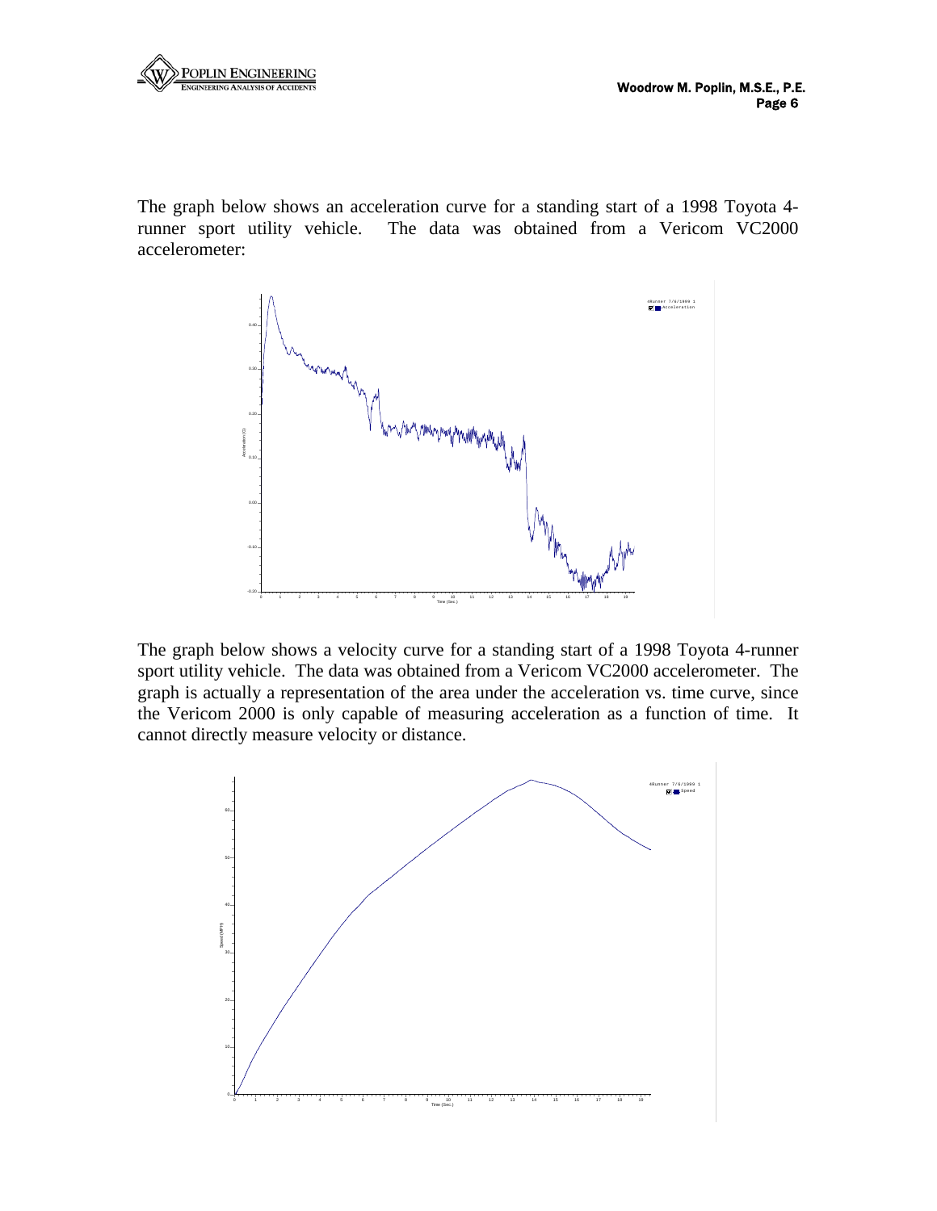The graph below shows an acceleration curve for a standing start of a 1998 Toyota 4-runner sport utility vehicle. The data was obtained from a Vericom VC2000 accelerometer:

The graph below shows a velocity curve for a standing start of a 1998 Toyota 4-runner sport utility vehicle. The data was obtained from a Vericom VC2000 accelerometer. The graph is actually a representation of the area under the acceleration vs. time curve, since the Vericom 2000 is only capable of measuring acceleration as a function of time. It cannot directly measure velocity or distance.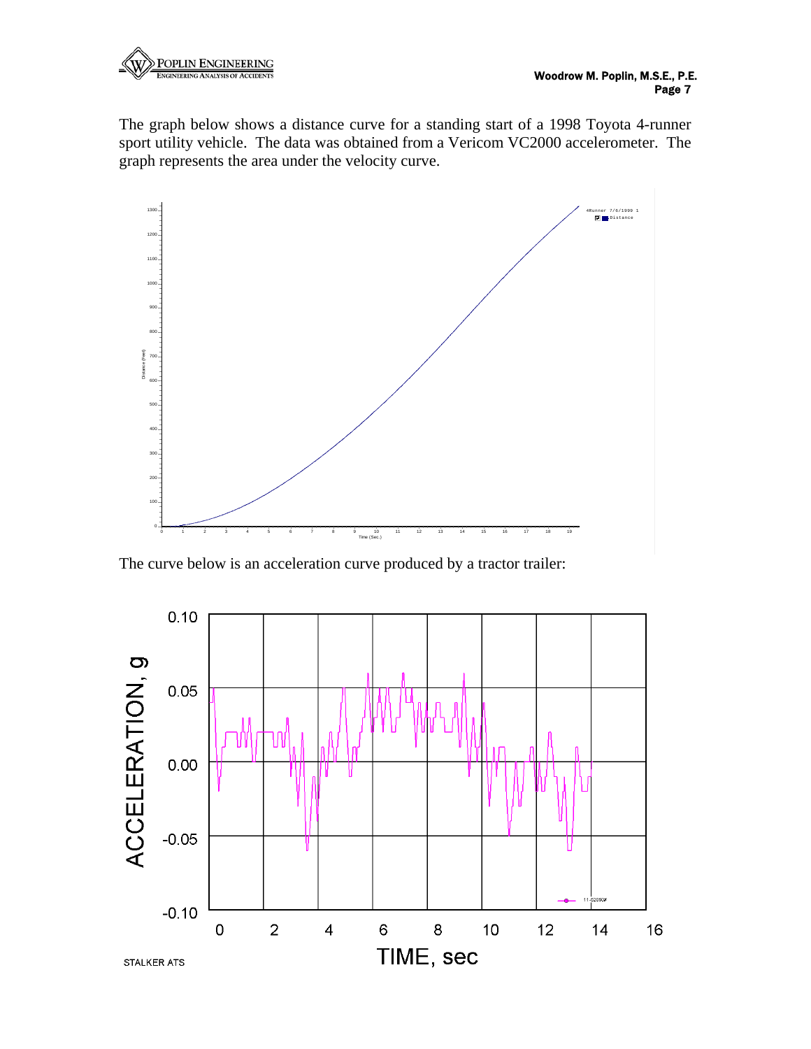The graph below shows a distance curve for a standing start of a 1998 Toyota 4-runner sport utility vehicle. The data was obtained from a Vericom VC2000 accelerometer. The graph represents the area under the velocity curve.

The curve below is an acceleration curve produced by a tractor trailer: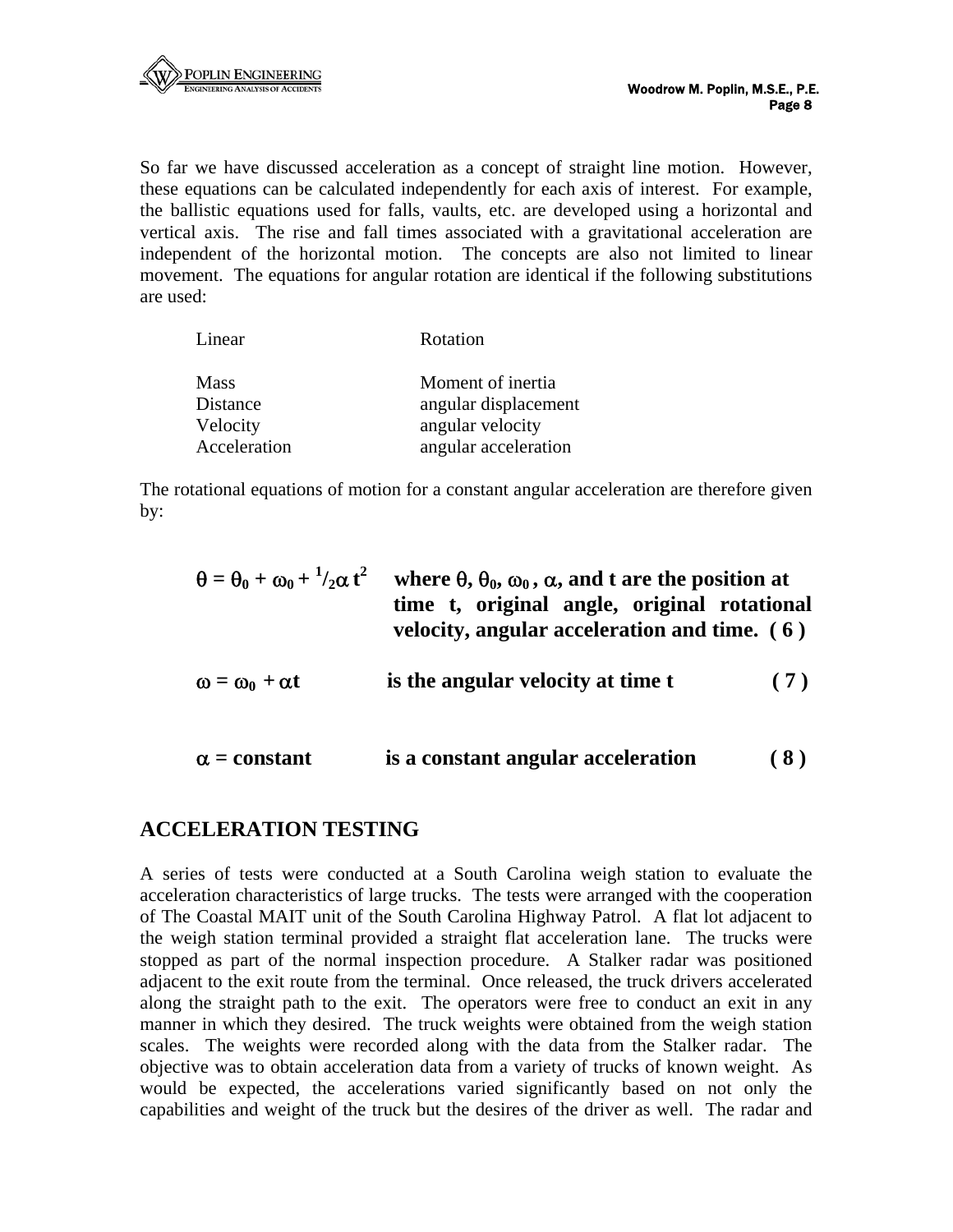So far we have discussed acceleration as a concept of straight line motion. However, these equations can be calculated independently for each axis of interest. For example, the ballistic equations used for falls, vaults, etc. are developed using a horizontal and vertical axis. The rise and fall times associated with a gravitational acceleration are independent of the horizontal motion. The concepts are also not limited to linear movement. The equations for angular rotation are identical if the following substitutions are used:

| Linear | Rotation |
| --- | --- |
| Mass | Moment of inertia |
| Distance | angular displacement |
| Velocity | angular velocity |
| Acceleration | angular acceleration |

The rotational equations of motion for a constant angular acceleration are therefore given by:

$$\theta = \theta_0 + \omega_0 + {}^1/_2\alpha\, t^2$$

**where $\theta$, $\theta_0$, $\omega_0$, $\alpha$, and t are the position at time t, original angle, original rotational velocity, angular acceleration and time. ( 6 )**

$$\omega = \omega_0 + \alpha t$$

**is the angular velocity at time t ( 7 )**

$$\alpha = \text{constant}$$

**is a constant angular acceleration ( 8 )**

## ACCELERATION TESTING

A series of tests were conducted at a South Carolina weigh station to evaluate the acceleration characteristics of large trucks. The tests were arranged with the cooperation of The Coastal MAIT unit of the South Carolina Highway Patrol. A flat lot adjacent to the weigh station terminal provided a straight flat acceleration lane. The trucks were stopped as part of the normal inspection procedure. A Stalker radar was positioned adjacent to the exit route from the terminal. Once released, the truck drivers accelerated along the straight path to the exit. The operators were free to conduct an exit in any manner in which they desired. The truck weights were obtained from the weigh station scales. The weights were recorded along with the data from the Stalker radar. The objective was to obtain acceleration data from a variety of trucks of known weight. As would be expected, the accelerations varied significantly based on not only the capabilities and weight of the truck but the desires of the driver as well. The radar and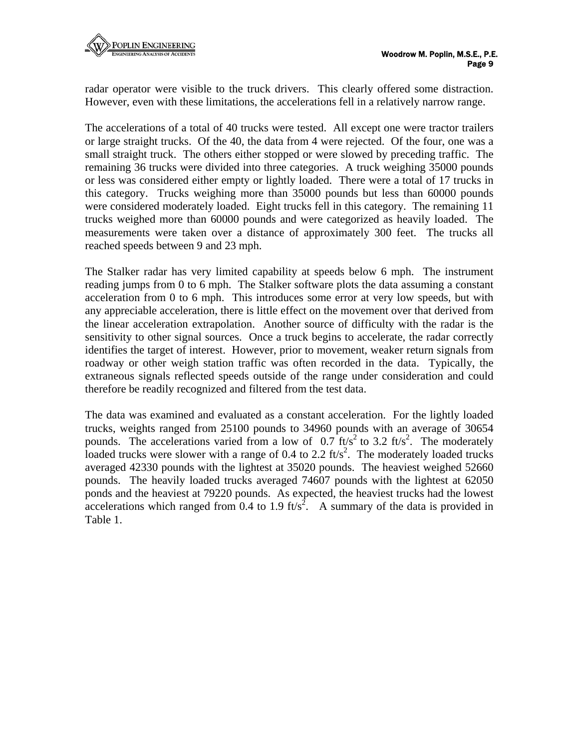radar operator were visible to the truck drivers. This clearly offered some distraction. However, even with these limitations, the accelerations fell in a relatively narrow range.

The accelerations of a total of 40 trucks were tested. All except one were tractor trailers or large straight trucks. Of the 40, the data from 4 were rejected. Of the four, one was a small straight truck. The others either stopped or were slowed by preceding traffic. The remaining 36 trucks were divided into three categories. A truck weighing 35000 pounds or less was considered either empty or lightly loaded. There were a total of 17 trucks in this category. Trucks weighing more than 35000 pounds but less than 60000 pounds were considered moderately loaded. Eight trucks fell in this category. The remaining 11 trucks weighed more than 60000 pounds and were categorized as heavily loaded. The measurements were taken over a distance of approximately 300 feet. The trucks all reached speeds between 9 and 23 mph.

The Stalker radar has very limited capability at speeds below 6 mph. The instrument reading jumps from 0 to 6 mph. The Stalker software plots the data assuming a constant acceleration from 0 to 6 mph. This introduces some error at very low speeds, but with any appreciable acceleration, there is little effect on the movement over that derived from the linear acceleration extrapolation. Another source of difficulty with the radar is the sensitivity to other signal sources. Once a truck begins to accelerate, the radar correctly identifies the target of interest. However, prior to movement, weaker return signals from roadway or other weigh station traffic was often recorded in the data. Typically, the extraneous signals reflected speeds outside of the range under consideration and could therefore be readily recognized and filtered from the test data.

The data was examined and evaluated as a constant acceleration. For the lightly loaded trucks, weights ranged from 25100 pounds to 34960 pounds with an average of 30654 pounds. The accelerations varied from a low of 0.7 $ft/s^2$ to 3.2 $ft/s^2$. The moderately loaded trucks were slower with a range of 0.4 to 2.2 $ft/s^2$. The moderately loaded trucks averaged 42330 pounds with the lightest at 35020 pounds. The heaviest weighed 52660 pounds. The heavily loaded trucks averaged 74607 pounds with the lightest at 62050 ponds and the heaviest at 79220 pounds. As expected, the heaviest trucks had the lowest accelerations which ranged from 0.4 to 1.9 $ft/s^2$. A summary of the data is provided in Table 1.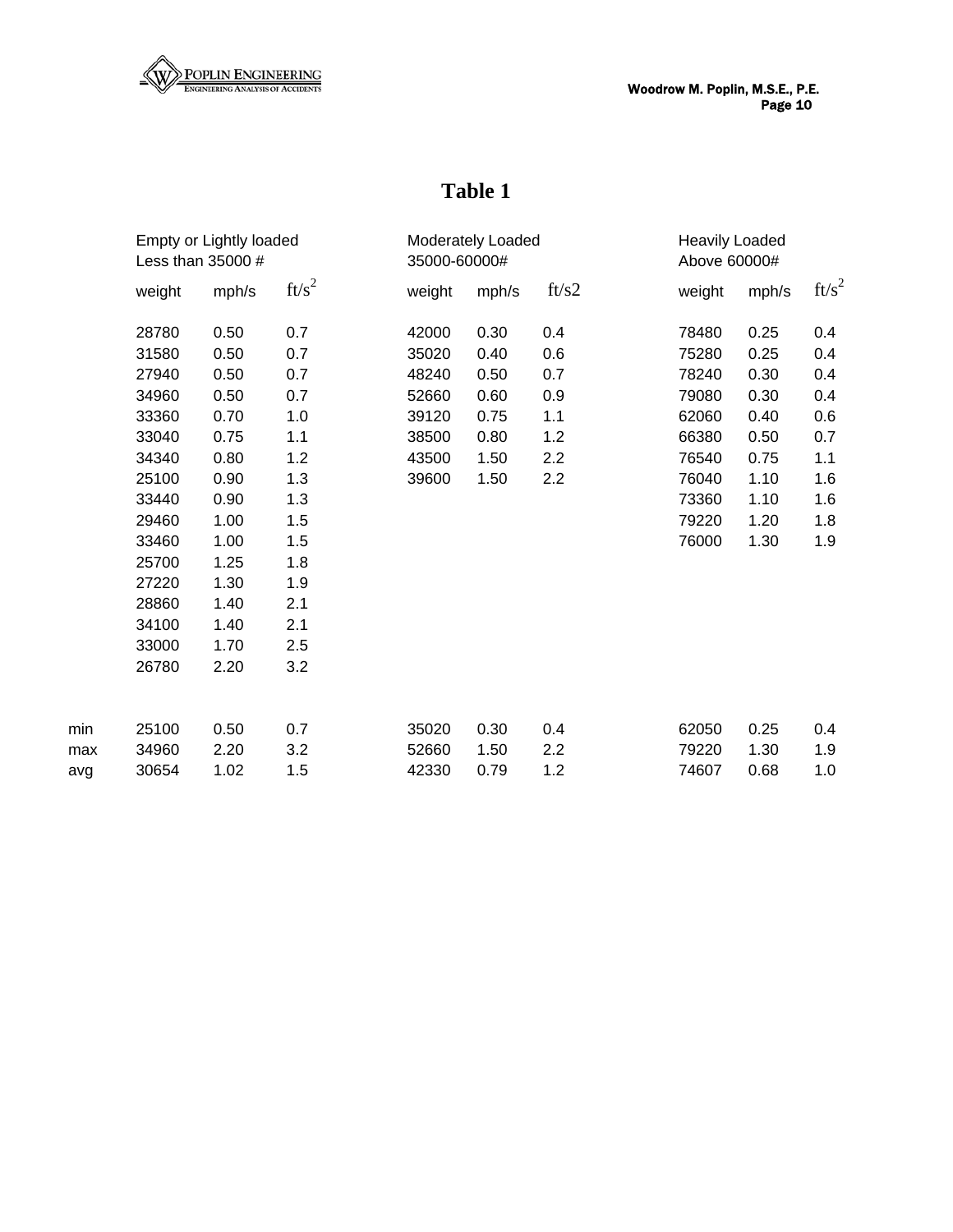# Table 1

| | Empty or Lightly loaded Less than 35000 # | | | Moderately Loaded 35000-60000# | | | Heavily Loaded Above 60000# | | |
|---|---|---|---|---|---|---|---|---|---|
| | weight | mph/s | ft/s$^2$ | weight | mph/s | ft/s2 | weight | mph/s | ft/s$^2$ |
| | 28780 | 0.50 | 0.7 | 42000 | 0.30 | 0.4 | 78480 | 0.25 | 0.4 |
| | 31580 | 0.50 | 0.7 | 35020 | 0.40 | 0.6 | 75280 | 0.25 | 0.4 |
| | 27940 | 0.50 | 0.7 | 48240 | 0.50 | 0.7 | 78240 | 0.30 | 0.4 |
| | 34960 | 0.50 | 0.7 | 52660 | 0.60 | 0.9 | 79080 | 0.30 | 0.4 |
| | 33360 | 0.70 | 1.0 | 39120 | 0.75 | 1.1 | 62060 | 0.40 | 0.6 |
| | 33040 | 0.75 | 1.1 | 38500 | 0.80 | 1.2 | 66380 | 0.50 | 0.7 |
| | 34340 | 0.80 | 1.2 | 43500 | 1.50 | 2.2 | 76540 | 0.75 | 1.1 |
| | 25100 | 0.90 | 1.3 | 39600 | 1.50 | 2.2 | 76040 | 1.10 | 1.6 |
| | 33440 | 0.90 | 1.3 | | | | 73360 | 1.10 | 1.6 |
| | 29460 | 1.00 | 1.5 | | | | 79220 | 1.20 | 1.8 |
| | 33460 | 1.00 | 1.5 | | | | 76000 | 1.30 | 1.9 |
| | 25700 | 1.25 | 1.8 | | | | | | |
| | 27220 | 1.30 | 1.9 | | | | | | |
| | 28860 | 1.40 | 2.1 | | | | | | |
| | 34100 | 1.40 | 2.1 | | | | | | |
| | 33000 | 1.70 | 2.5 | | | | | | |
| | 26780 | 2.20 | 3.2 | | | | | | |
| min | 25100 | 0.50 | 0.7 | 35020 | 0.30 | 0.4 | 62050 | 0.25 | 0.4 |
| max | 34960 | 2.20 | 3.2 | 52660 | 1.50 | 2.2 | 79220 | 1.30 | 1.9 |
| avg | 30654 | 1.02 | 1.5 | 42330 | 0.79 | 1.2 | 74607 | 0.68 | 1.0 |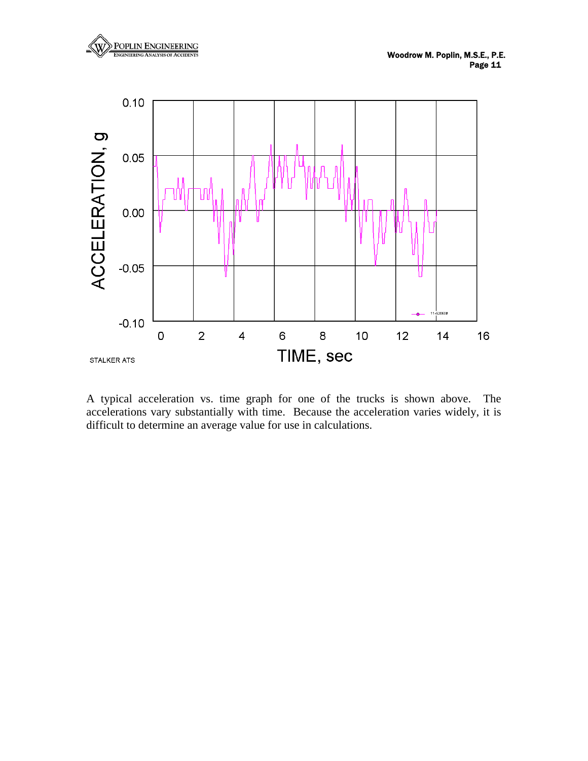A typical acceleration vs. time graph for one of the trucks is shown above. The accelerations vary substantially with time. Because the acceleration varies widely, it is difficult to determine an average value for use in calculations.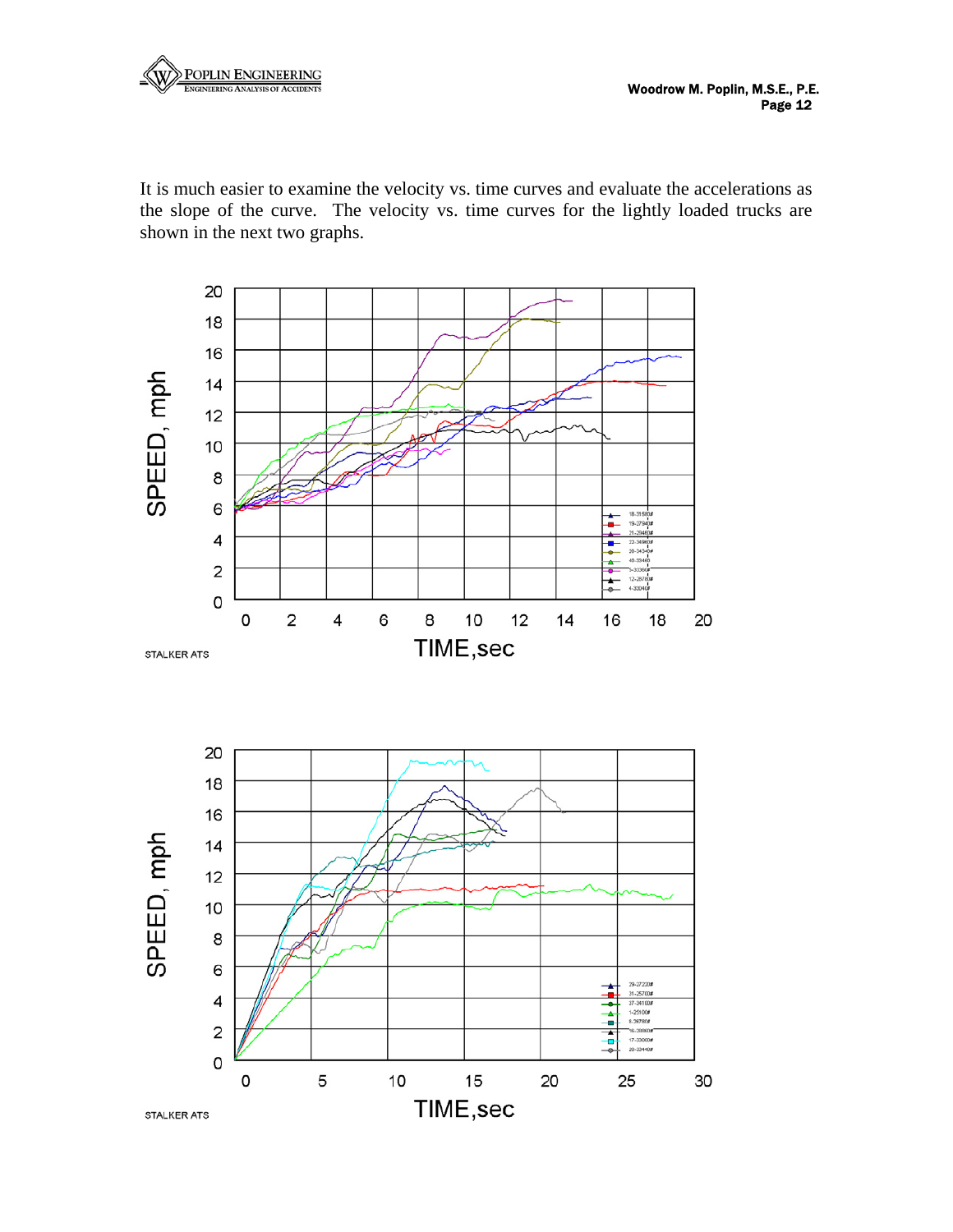It is much easier to examine the velocity vs. time curves and evaluate the accelerations as the slope of the curve. The velocity vs. time curves for the lightly loaded trucks are shown in the next two graphs.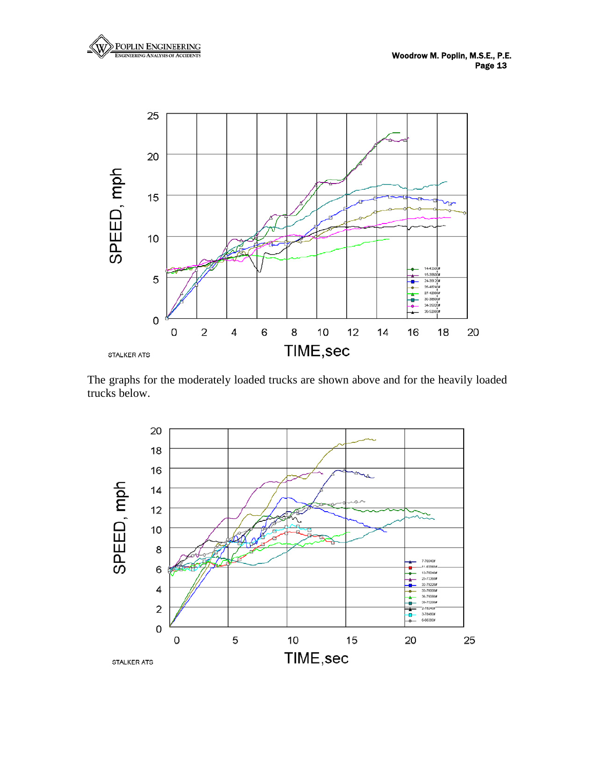The graphs for the moderately loaded trucks are shown above and for the heavily loaded trucks below.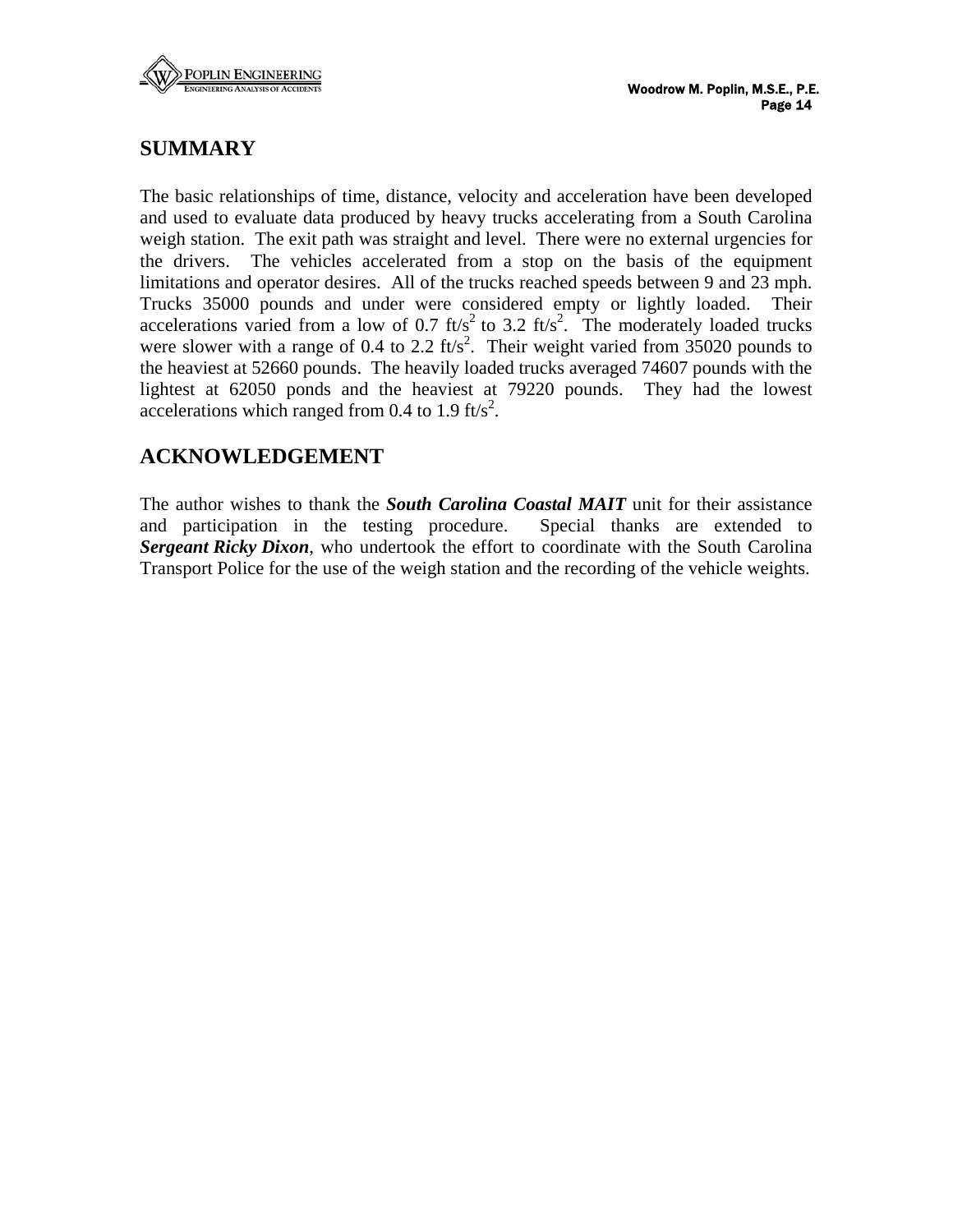## SUMMARY

The basic relationships of time, distance, velocity and acceleration have been developed and used to evaluate data produced by heavy trucks accelerating from a South Carolina weigh station. The exit path was straight and level. There were no external urgencies for the drivers. The vehicles accelerated from a stop on the basis of the equipment limitations and operator desires. All of the trucks reached speeds between 9 and 23 mph. Trucks 35000 pounds and under were considered empty or lightly loaded. Their accelerations varied from a low of 0.7 ft/s$^2$ to 3.2 ft/s$^2$. The moderately loaded trucks were slower with a range of 0.4 to 2.2 ft/s$^2$. Their weight varied from 35020 pounds to the heaviest at 52660 pounds. The heavily loaded trucks averaged 74607 pounds with the lightest at 62050 ponds and the heaviest at 79220 pounds. They had the lowest accelerations which ranged from 0.4 to 1.9 ft/s$^2$.

## ACKNOWLEDGEMENT

The author wishes to thank the ***South Carolina Coastal MAIT*** unit for their assistance and participation in the testing procedure. Special thanks are extended to ***Sergeant Ricky Dixon***, who undertook the effort to coordinate with the South Carolina Transport Police for the use of the weigh station and the recording of the vehicle weights.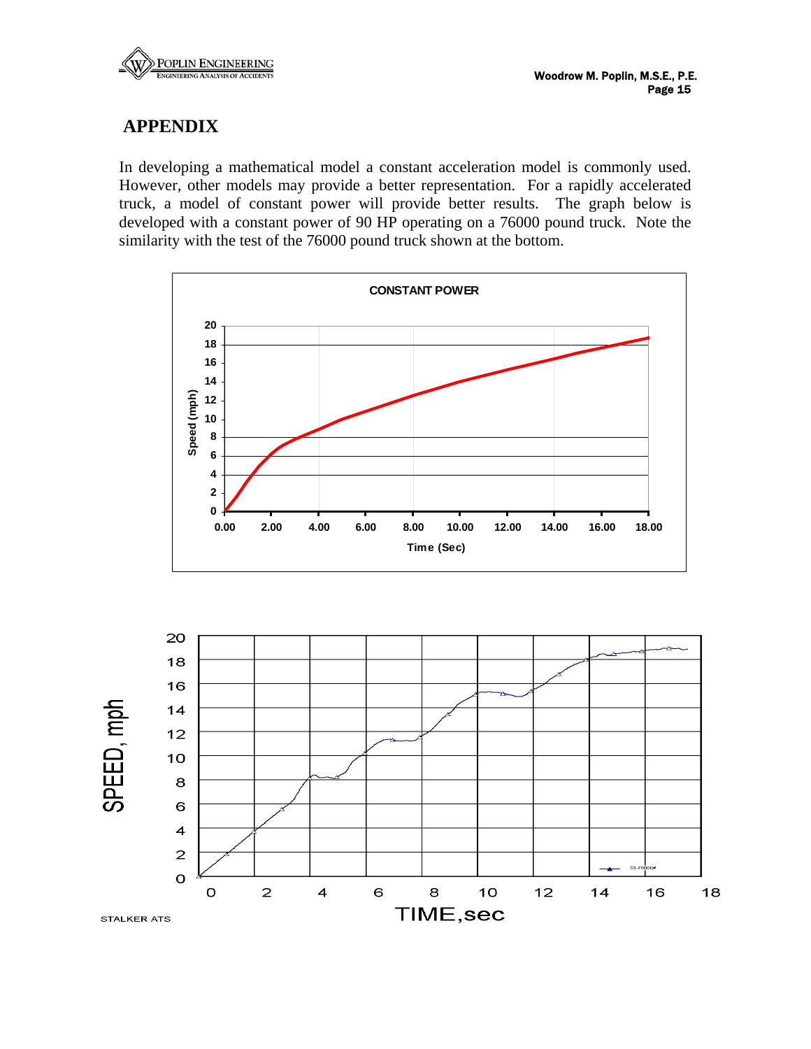# APPENDIX

In developing a mathematical model a constant acceleration model is commonly used. However, other models may provide a better representation. For a rapidly accelerated truck, a model of constant power will provide better results. The graph below is developed with a constant power of 90 HP operating on a 76000 pound truck. Note the similarity with the test of the 76000 pound truck shown at the bottom.

**CONSTANT POWER**

Speed (mph) vs. Time (Sec)

SPEED, mph vs. TIME, sec

STALKER ATS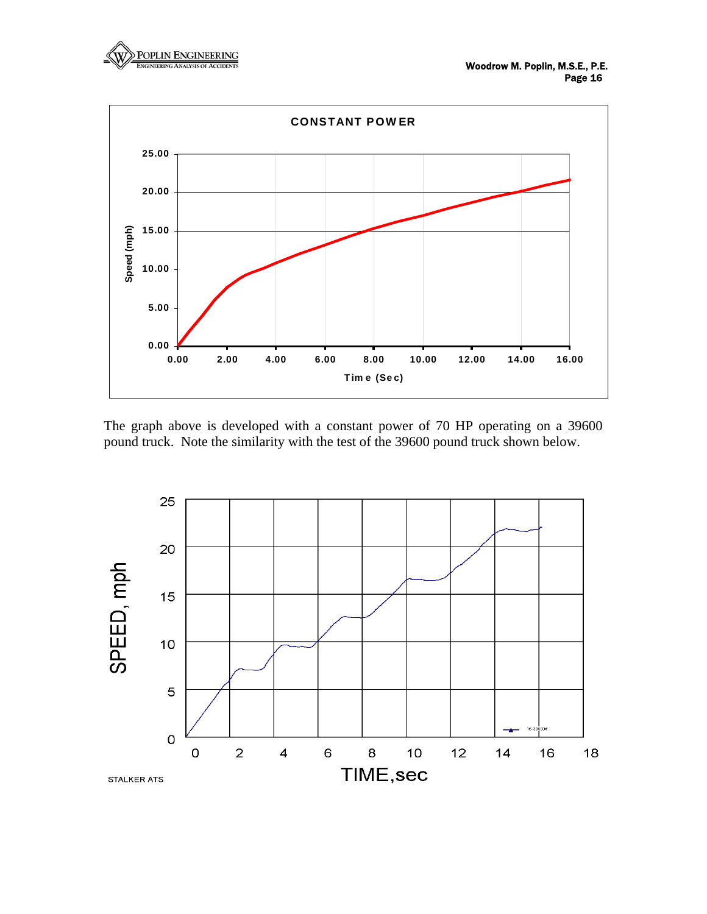CONSTANT POWER

25.00
20.00
15.00
10.00
5.00
0.00

Speed (mph)

0.00 2.00 4.00 6.00 8.00 10.00 12.00 14.00 16.00

Time (Sec)

The graph above is developed with a constant power of 70 HP operating on a 39600 pound truck. Note the similarity with the test of the 39600 pound truck shown below.

25
20
15
10
5
0

SPEED, mph

0 2 4 6 8 10 12 14 16 18

TIME,sec

STALKER ATS